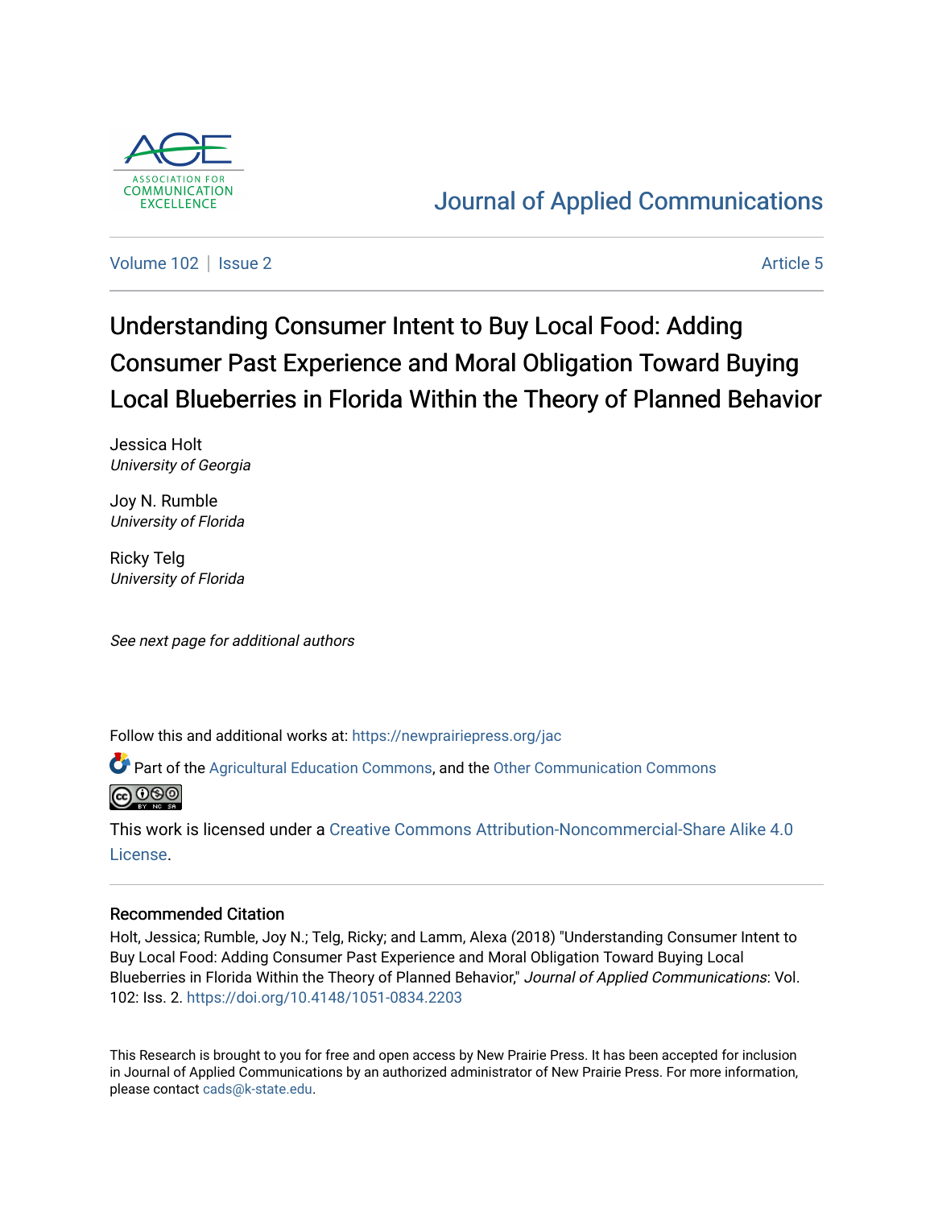Journal of Applied Communications

Volume 102 | Issue 2 | Article 5

# Understanding Consumer Intent to Buy Local Food: Adding Consumer Past Experience and Moral Obligation Toward Buying Local Blueberries in Florida Within the Theory of Planned Behavior

Jessica Holt
*University of Georgia*

Joy N. Rumble
*University of Florida*

Ricky Telg
*University of Florida*

*See next page for additional authors*

Follow this and additional works at: https://newprairiepress.org/jac

Part of the Agricultural Education Commons, and the Other Communication Commons

This work is licensed under a Creative Commons Attribution-Noncommercial-Share Alike 4.0 License.

## Recommended Citation

Holt, Jessica; Rumble, Joy N.; Telg, Ricky; and Lamm, Alexa (2018) "Understanding Consumer Intent to Buy Local Food: Adding Consumer Past Experience and Moral Obligation Toward Buying Local Blueberries in Florida Within the Theory of Planned Behavior," *Journal of Applied Communications*: Vol. 102: Iss. 2. https://doi.org/10.4148/1051-0834.2203

This Research is brought to you for free and open access by New Prairie Press. It has been accepted for inclusion in Journal of Applied Communications by an authorized administrator of New Prairie Press. For more information, please contact cads@k-state.edu.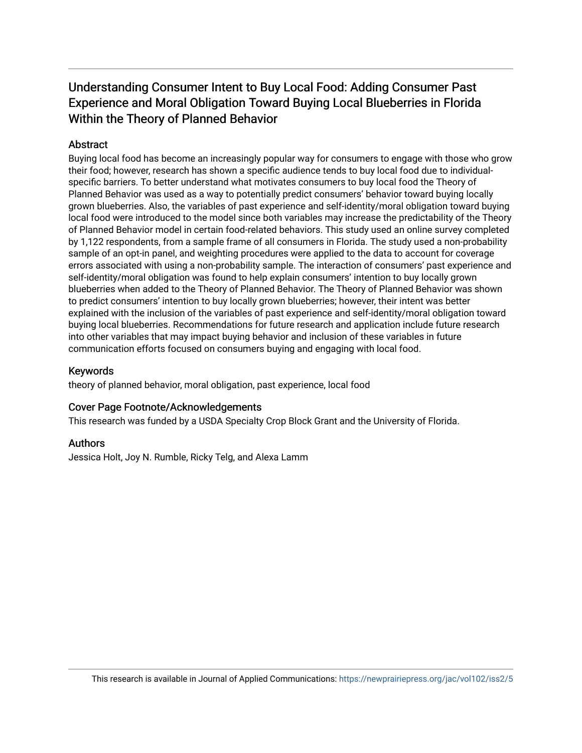# Understanding Consumer Intent to Buy Local Food: Adding Consumer Past Experience and Moral Obligation Toward Buying Local Blueberries in Florida Within the Theory of Planned Behavior

## Abstract

Buying local food has become an increasingly popular way for consumers to engage with those who grow their food; however, research has shown a specific audience tends to buy local food due to individual-specific barriers. To better understand what motivates consumers to buy local food the Theory of Planned Behavior was used as a way to potentially predict consumers' behavior toward buying locally grown blueberries. Also, the variables of past experience and self-identity/moral obligation toward buying local food were introduced to the model since both variables may increase the predictability of the Theory of Planned Behavior model in certain food-related behaviors. This study used an online survey completed by 1,122 respondents, from a sample frame of all consumers in Florida. The study used a non-probability sample of an opt-in panel, and weighting procedures were applied to the data to account for coverage errors associated with using a non-probability sample. The interaction of consumers' past experience and self-identity/moral obligation was found to help explain consumers' intention to buy locally grown blueberries when added to the Theory of Planned Behavior. The Theory of Planned Behavior was shown to predict consumers' intention to buy locally grown blueberries; however, their intent was better explained with the inclusion of the variables of past experience and self-identity/moral obligation toward buying local blueberries. Recommendations for future research and application include future research into other variables that may impact buying behavior and inclusion of these variables in future communication efforts focused on consumers buying and engaging with local food.

## Keywords

theory of planned behavior, moral obligation, past experience, local food

## Cover Page Footnote/Acknowledgements

This research was funded by a USDA Specialty Crop Block Grant and the University of Florida.

## Authors

Jessica Holt, Joy N. Rumble, Ricky Telg, and Alexa Lamm

This research is available in Journal of Applied Communications: https://newprairiepress.org/jac/vol102/iss2/5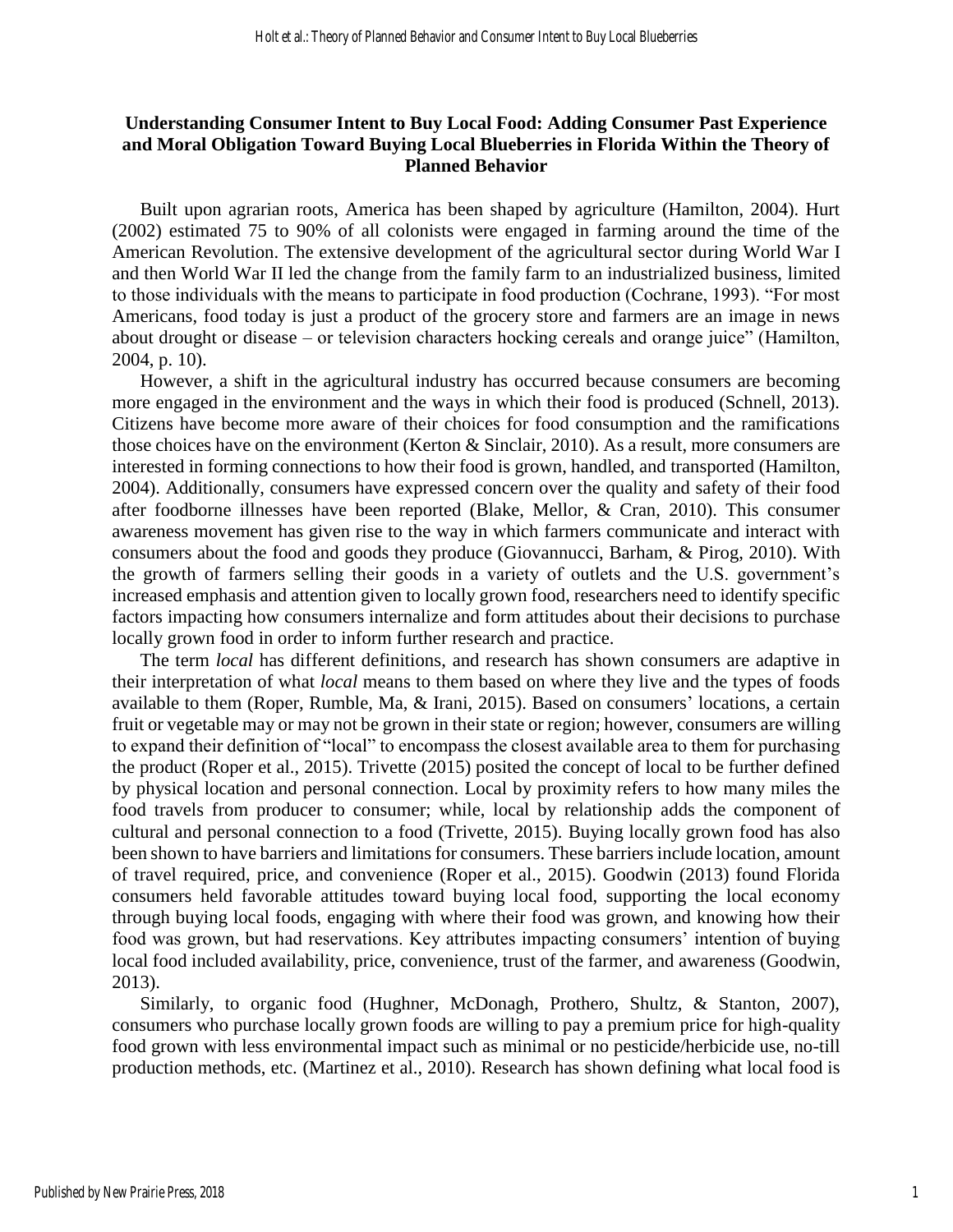# Understanding Consumer Intent to Buy Local Food: Adding Consumer Past Experience and Moral Obligation Toward Buying Local Blueberries in Florida Within the Theory of Planned Behavior

Built upon agrarian roots, America has been shaped by agriculture (Hamilton, 2004). Hurt (2002) estimated 75 to 90% of all colonists were engaged in farming around the time of the American Revolution. The extensive development of the agricultural sector during World War I and then World War II led the change from the family farm to an industrialized business, limited to those individuals with the means to participate in food production (Cochrane, 1993). "For most Americans, food today is just a product of the grocery store and farmers are an image in news about drought or disease – or television characters hocking cereals and orange juice" (Hamilton, 2004, p. 10).

However, a shift in the agricultural industry has occurred because consumers are becoming more engaged in the environment and the ways in which their food is produced (Schnell, 2013). Citizens have become more aware of their choices for food consumption and the ramifications those choices have on the environment (Kerton & Sinclair, 2010). As a result, more consumers are interested in forming connections to how their food is grown, handled, and transported (Hamilton, 2004). Additionally, consumers have expressed concern over the quality and safety of their food after foodborne illnesses have been reported (Blake, Mellor, & Cran, 2010). This consumer awareness movement has given rise to the way in which farmers communicate and interact with consumers about the food and goods they produce (Giovannucci, Barham, & Pirog, 2010). With the growth of farmers selling their goods in a variety of outlets and the U.S. government's increased emphasis and attention given to locally grown food, researchers need to identify specific factors impacting how consumers internalize and form attitudes about their decisions to purchase locally grown food in order to inform further research and practice.

The term *local* has different definitions, and research has shown consumers are adaptive in their interpretation of what *local* means to them based on where they live and the types of foods available to them (Roper, Rumble, Ma, & Irani, 2015). Based on consumers' locations, a certain fruit or vegetable may or may not be grown in their state or region; however, consumers are willing to expand their definition of "local" to encompass the closest available area to them for purchasing the product (Roper et al., 2015). Trivette (2015) posited the concept of local to be further defined by physical location and personal connection. Local by proximity refers to how many miles the food travels from producer to consumer; while, local by relationship adds the component of cultural and personal connection to a food (Trivette, 2015). Buying locally grown food has also been shown to have barriers and limitations for consumers. These barriers include location, amount of travel required, price, and convenience (Roper et al., 2015). Goodwin (2013) found Florida consumers held favorable attitudes toward buying local food, supporting the local economy through buying local foods, engaging with where their food was grown, and knowing how their food was grown, but had reservations. Key attributes impacting consumers' intention of buying local food included availability, price, convenience, trust of the farmer, and awareness (Goodwin, 2013).

Similarly, to organic food (Hughner, McDonagh, Prothero, Shultz, & Stanton, 2007), consumers who purchase locally grown foods are willing to pay a premium price for high-quality food grown with less environmental impact such as minimal or no pesticide/herbicide use, no-till production methods, etc. (Martinez et al., 2010). Research has shown defining what local food is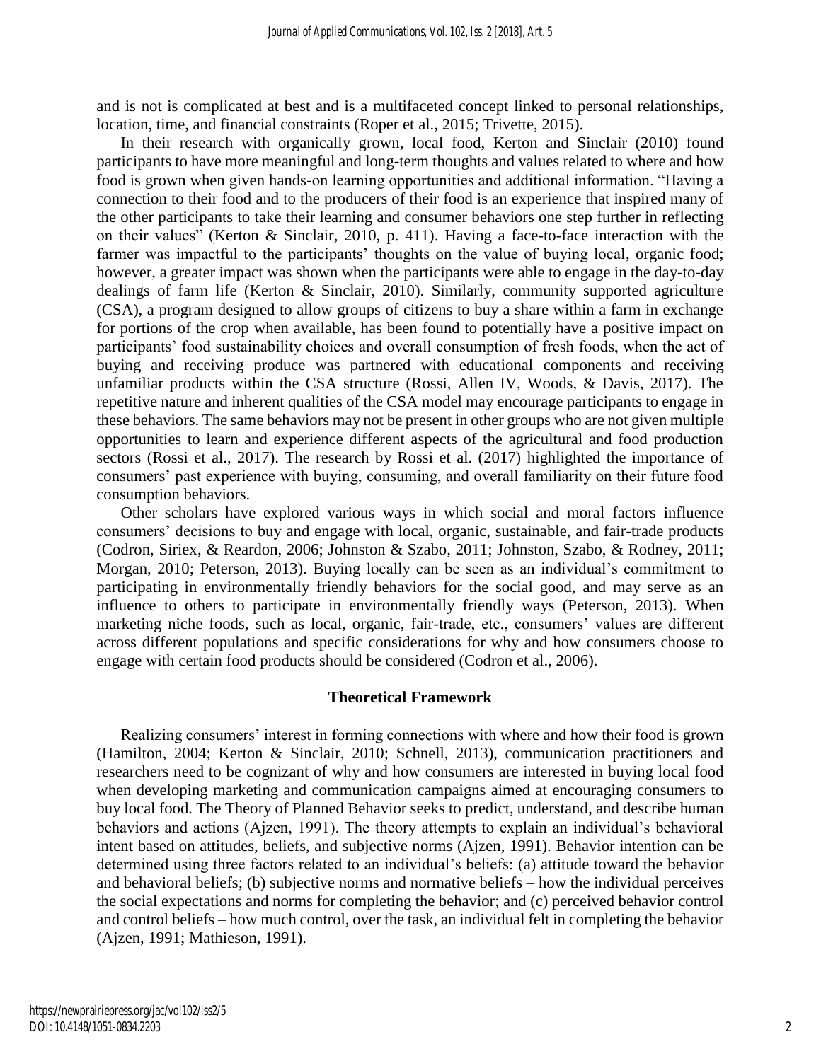and is not is complicated at best and is a multifaceted concept linked to personal relationships, location, time, and financial constraints (Roper et al., 2015; Trivette, 2015).

In their research with organically grown, local food, Kerton and Sinclair (2010) found participants to have more meaningful and long-term thoughts and values related to where and how food is grown when given hands-on learning opportunities and additional information. "Having a connection to their food and to the producers of their food is an experience that inspired many of the other participants to take their learning and consumer behaviors one step further in reflecting on their values" (Kerton & Sinclair, 2010, p. 411). Having a face-to-face interaction with the farmer was impactful to the participants' thoughts on the value of buying local, organic food; however, a greater impact was shown when the participants were able to engage in the day-to-day dealings of farm life (Kerton & Sinclair, 2010). Similarly, community supported agriculture (CSA), a program designed to allow groups of citizens to buy a share within a farm in exchange for portions of the crop when available, has been found to potentially have a positive impact on participants' food sustainability choices and overall consumption of fresh foods, when the act of buying and receiving produce was partnered with educational components and receiving unfamiliar products within the CSA structure (Rossi, Allen IV, Woods, & Davis, 2017). The repetitive nature and inherent qualities of the CSA model may encourage participants to engage in these behaviors. The same behaviors may not be present in other groups who are not given multiple opportunities to learn and experience different aspects of the agricultural and food production sectors (Rossi et al., 2017). The research by Rossi et al. (2017) highlighted the importance of consumers' past experience with buying, consuming, and overall familiarity on their future food consumption behaviors.

Other scholars have explored various ways in which social and moral factors influence consumers' decisions to buy and engage with local, organic, sustainable, and fair-trade products (Codron, Siriex, & Reardon, 2006; Johnston & Szabo, 2011; Johnston, Szabo, & Rodney, 2011; Morgan, 2010; Peterson, 2013). Buying locally can be seen as an individual's commitment to participating in environmentally friendly behaviors for the social good, and may serve as an influence to others to participate in environmentally friendly ways (Peterson, 2013). When marketing niche foods, such as local, organic, fair-trade, etc., consumers' values are different across different populations and specific considerations for why and how consumers choose to engage with certain food products should be considered (Codron et al., 2006).

## Theoretical Framework

Realizing consumers' interest in forming connections with where and how their food is grown (Hamilton, 2004; Kerton & Sinclair, 2010; Schnell, 2013), communication practitioners and researchers need to be cognizant of why and how consumers are interested in buying local food when developing marketing and communication campaigns aimed at encouraging consumers to buy local food. The Theory of Planned Behavior seeks to predict, understand, and describe human behaviors and actions (Ajzen, 1991). The theory attempts to explain an individual's behavioral intent based on attitudes, beliefs, and subjective norms (Ajzen, 1991). Behavior intention can be determined using three factors related to an individual's beliefs: (a) attitude toward the behavior and behavioral beliefs; (b) subjective norms and normative beliefs – how the individual perceives the social expectations and norms for completing the behavior; and (c) perceived behavior control and control beliefs – how much control, over the task, an individual felt in completing the behavior (Ajzen, 1991; Mathieson, 1991).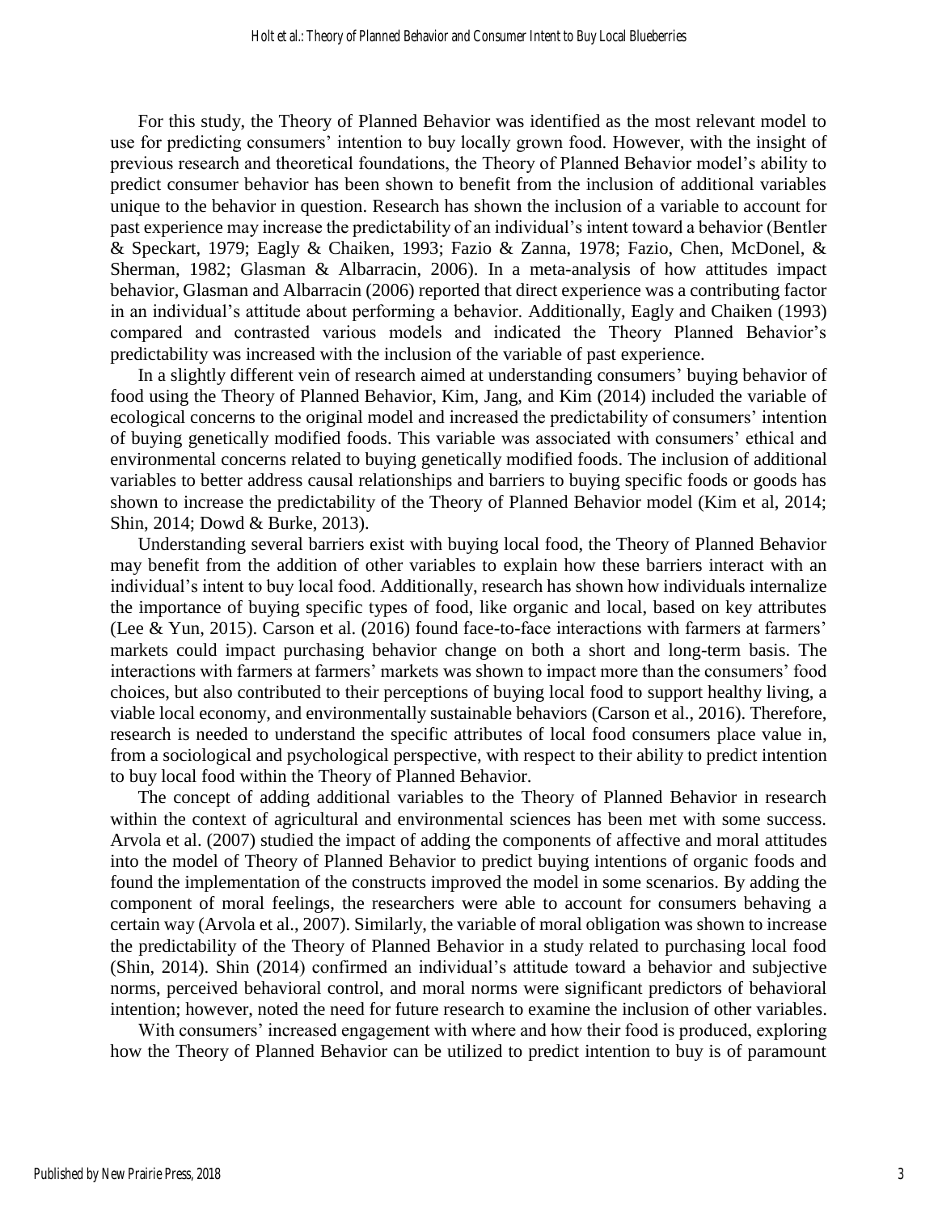For this study, the Theory of Planned Behavior was identified as the most relevant model to use for predicting consumers' intention to buy locally grown food. However, with the insight of previous research and theoretical foundations, the Theory of Planned Behavior model's ability to predict consumer behavior has been shown to benefit from the inclusion of additional variables unique to the behavior in question. Research has shown the inclusion of a variable to account for past experience may increase the predictability of an individual's intent toward a behavior (Bentler & Speckart, 1979; Eagly & Chaiken, 1993; Fazio & Zanna, 1978; Fazio, Chen, McDonel, & Sherman, 1982; Glasman & Albarracin, 2006). In a meta-analysis of how attitudes impact behavior, Glasman and Albarracin (2006) reported that direct experience was a contributing factor in an individual's attitude about performing a behavior. Additionally, Eagly and Chaiken (1993) compared and contrasted various models and indicated the Theory Planned Behavior's predictability was increased with the inclusion of the variable of past experience.

In a slightly different vein of research aimed at understanding consumers' buying behavior of food using the Theory of Planned Behavior, Kim, Jang, and Kim (2014) included the variable of ecological concerns to the original model and increased the predictability of consumers' intention of buying genetically modified foods. This variable was associated with consumers' ethical and environmental concerns related to buying genetically modified foods. The inclusion of additional variables to better address causal relationships and barriers to buying specific foods or goods has shown to increase the predictability of the Theory of Planned Behavior model (Kim et al, 2014; Shin, 2014; Dowd & Burke, 2013).

Understanding several barriers exist with buying local food, the Theory of Planned Behavior may benefit from the addition of other variables to explain how these barriers interact with an individual's intent to buy local food. Additionally, research has shown how individuals internalize the importance of buying specific types of food, like organic and local, based on key attributes (Lee & Yun, 2015). Carson et al. (2016) found face-to-face interactions with farmers at farmers' markets could impact purchasing behavior change on both a short and long-term basis. The interactions with farmers at farmers' markets was shown to impact more than the consumers' food choices, but also contributed to their perceptions of buying local food to support healthy living, a viable local economy, and environmentally sustainable behaviors (Carson et al., 2016). Therefore, research is needed to understand the specific attributes of local food consumers place value in, from a sociological and psychological perspective, with respect to their ability to predict intention to buy local food within the Theory of Planned Behavior.

The concept of adding additional variables to the Theory of Planned Behavior in research within the context of agricultural and environmental sciences has been met with some success. Arvola et al. (2007) studied the impact of adding the components of affective and moral attitudes into the model of Theory of Planned Behavior to predict buying intentions of organic foods and found the implementation of the constructs improved the model in some scenarios. By adding the component of moral feelings, the researchers were able to account for consumers behaving a certain way (Arvola et al., 2007). Similarly, the variable of moral obligation was shown to increase the predictability of the Theory of Planned Behavior in a study related to purchasing local food (Shin, 2014). Shin (2014) confirmed an individual's attitude toward a behavior and subjective norms, perceived behavioral control, and moral norms were significant predictors of behavioral intention; however, noted the need for future research to examine the inclusion of other variables.

With consumers' increased engagement with where and how their food is produced, exploring how the Theory of Planned Behavior can be utilized to predict intention to buy is of paramount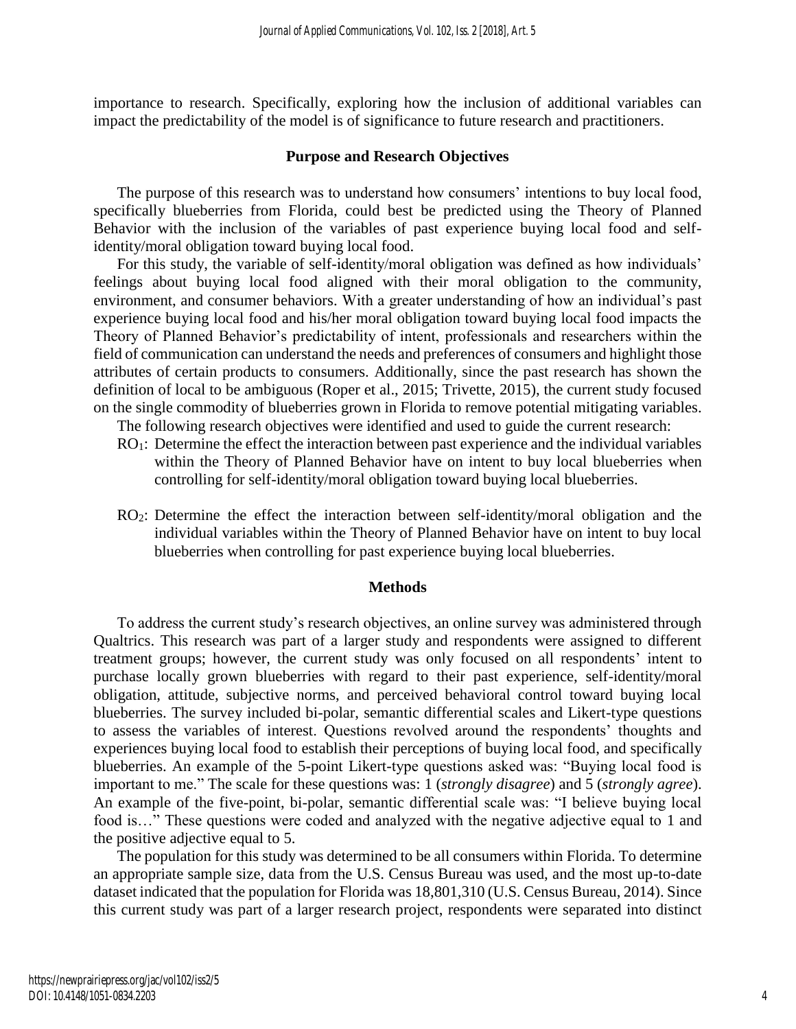importance to research. Specifically, exploring how the inclusion of additional variables can impact the predictability of the model is of significance to future research and practitioners.

## Purpose and Research Objectives

The purpose of this research was to understand how consumers' intentions to buy local food, specifically blueberries from Florida, could best be predicted using the Theory of Planned Behavior with the inclusion of the variables of past experience buying local food and self-identity/moral obligation toward buying local food.

For this study, the variable of self-identity/moral obligation was defined as how individuals' feelings about buying local food aligned with their moral obligation to the community, environment, and consumer behaviors. With a greater understanding of how an individual's past experience buying local food and his/her moral obligation toward buying local food impacts the Theory of Planned Behavior's predictability of intent, professionals and researchers within the field of communication can understand the needs and preferences of consumers and highlight those attributes of certain products to consumers. Additionally, since the past research has shown the definition of local to be ambiguous (Roper et al., 2015; Trivette, 2015), the current study focused on the single commodity of blueberries grown in Florida to remove potential mitigating variables.

The following research objectives were identified and used to guide the current research:

- $RO_1$: Determine the effect the interaction between past experience and the individual variables within the Theory of Planned Behavior have on intent to buy local blueberries when controlling for self-identity/moral obligation toward buying local blueberries.
- $RO_2$: Determine the effect the interaction between self-identity/moral obligation and the individual variables within the Theory of Planned Behavior have on intent to buy local blueberries when controlling for past experience buying local blueberries.

## Methods

To address the current study's research objectives, an online survey was administered through Qualtrics. This research was part of a larger study and respondents were assigned to different treatment groups; however, the current study was only focused on all respondents' intent to purchase locally grown blueberries with regard to their past experience, self-identity/moral obligation, attitude, subjective norms, and perceived behavioral control toward buying local blueberries. The survey included bi-polar, semantic differential scales and Likert-type questions to assess the variables of interest. Questions revolved around the respondents' thoughts and experiences buying local food to establish their perceptions of buying local food, and specifically blueberries. An example of the 5-point Likert-type questions asked was: "Buying local food is important to me." The scale for these questions was: 1 (*strongly disagree*) and 5 (*strongly agree*). An example of the five-point, bi-polar, semantic differential scale was: "I believe buying local food is…" These questions were coded and analyzed with the negative adjective equal to 1 and the positive adjective equal to 5.

The population for this study was determined to be all consumers within Florida. To determine an appropriate sample size, data from the U.S. Census Bureau was used, and the most up-to-date dataset indicated that the population for Florida was 18,801,310 (U.S. Census Bureau, 2014). Since this current study was part of a larger research project, respondents were separated into distinct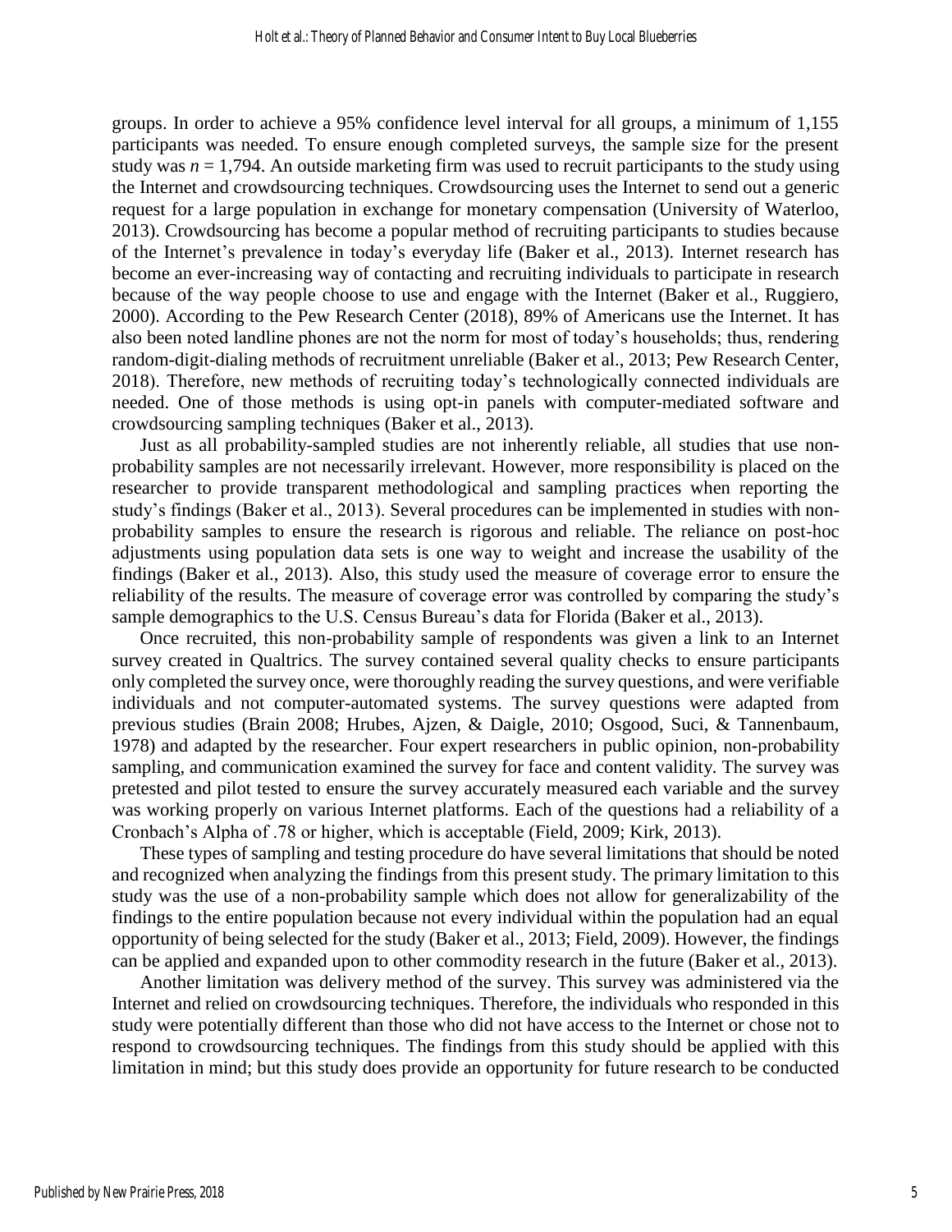groups. In order to achieve a 95% confidence level interval for all groups, a minimum of 1,155 participants was needed. To ensure enough completed surveys, the sample size for the present study was $n = 1{,}794$. An outside marketing firm was used to recruit participants to the study using the Internet and crowdsourcing techniques. Crowdsourcing uses the Internet to send out a generic request for a large population in exchange for monetary compensation (University of Waterloo, 2013). Crowdsourcing has become a popular method of recruiting participants to studies because of the Internet's prevalence in today's everyday life (Baker et al., 2013). Internet research has become an ever-increasing way of contacting and recruiting individuals to participate in research because of the way people choose to use and engage with the Internet (Baker et al., Ruggiero, 2000). According to the Pew Research Center (2018), 89% of Americans use the Internet. It has also been noted landline phones are not the norm for most of today's households; thus, rendering random-digit-dialing methods of recruitment unreliable (Baker et al., 2013; Pew Research Center, 2018). Therefore, new methods of recruiting today's technologically connected individuals are needed. One of those methods is using opt-in panels with computer-mediated software and crowdsourcing sampling techniques (Baker et al., 2013).

Just as all probability-sampled studies are not inherently reliable, all studies that use non-probability samples are not necessarily irrelevant. However, more responsibility is placed on the researcher to provide transparent methodological and sampling practices when reporting the study's findings (Baker et al., 2013). Several procedures can be implemented in studies with non-probability samples to ensure the research is rigorous and reliable. The reliance on post-hoc adjustments using population data sets is one way to weight and increase the usability of the findings (Baker et al., 2013). Also, this study used the measure of coverage error to ensure the reliability of the results. The measure of coverage error was controlled by comparing the study's sample demographics to the U.S. Census Bureau's data for Florida (Baker et al., 2013).

Once recruited, this non-probability sample of respondents was given a link to an Internet survey created in Qualtrics. The survey contained several quality checks to ensure participants only completed the survey once, were thoroughly reading the survey questions, and were verifiable individuals and not computer-automated systems. The survey questions were adapted from previous studies (Brain 2008; Hrubes, Ajzen, & Daigle, 2010; Osgood, Suci, & Tannenbaum, 1978) and adapted by the researcher. Four expert researchers in public opinion, non-probability sampling, and communication examined the survey for face and content validity. The survey was pretested and pilot tested to ensure the survey accurately measured each variable and the survey was working properly on various Internet platforms. Each of the questions had a reliability of a Cronbach's Alpha of .78 or higher, which is acceptable (Field, 2009; Kirk, 2013).

These types of sampling and testing procedure do have several limitations that should be noted and recognized when analyzing the findings from this present study. The primary limitation to this study was the use of a non-probability sample which does not allow for generalizability of the findings to the entire population because not every individual within the population had an equal opportunity of being selected for the study (Baker et al., 2013; Field, 2009). However, the findings can be applied and expanded upon to other commodity research in the future (Baker et al., 2013).

Another limitation was delivery method of the survey. This survey was administered via the Internet and relied on crowdsourcing techniques. Therefore, the individuals who responded in this study were potentially different than those who did not have access to the Internet or chose not to respond to crowdsourcing techniques. The findings from this study should be applied with this limitation in mind; but this study does provide an opportunity for future research to be conducted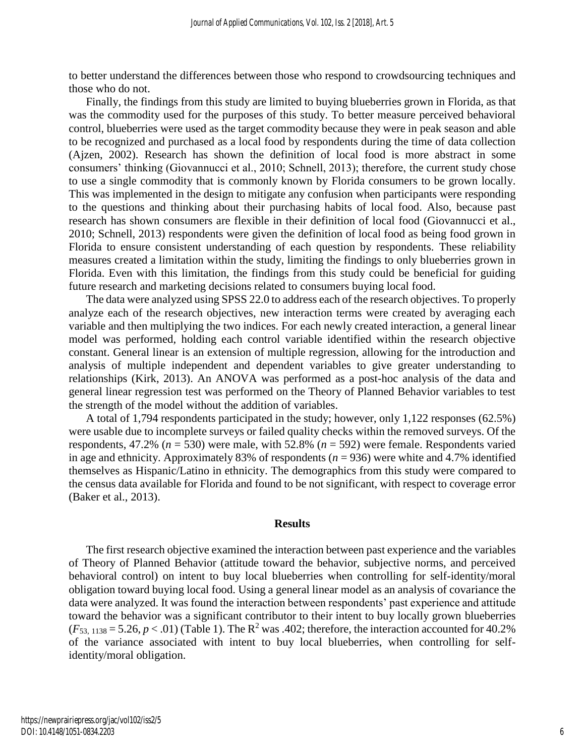to better understand the differences between those who respond to crowdsourcing techniques and those who do not.

Finally, the findings from this study are limited to buying blueberries grown in Florida, as that was the commodity used for the purposes of this study. To better measure perceived behavioral control, blueberries were used as the target commodity because they were in peak season and able to be recognized and purchased as a local food by respondents during the time of data collection (Ajzen, 2002). Research has shown the definition of local food is more abstract in some consumers' thinking (Giovannucci et al., 2010; Schnell, 2013); therefore, the current study chose to use a single commodity that is commonly known by Florida consumers to be grown locally. This was implemented in the design to mitigate any confusion when participants were responding to the questions and thinking about their purchasing habits of local food. Also, because past research has shown consumers are flexible in their definition of local food (Giovannucci et al., 2010; Schnell, 2013) respondents were given the definition of local food as being food grown in Florida to ensure consistent understanding of each question by respondents. These reliability measures created a limitation within the study, limiting the findings to only blueberries grown in Florida. Even with this limitation, the findings from this study could be beneficial for guiding future research and marketing decisions related to consumers buying local food.

The data were analyzed using SPSS 22.0 to address each of the research objectives. To properly analyze each of the research objectives, new interaction terms were created by averaging each variable and then multiplying the two indices. For each newly created interaction, a general linear model was performed, holding each control variable identified within the research objective constant. General linear is an extension of multiple regression, allowing for the introduction and analysis of multiple independent and dependent variables to give greater understanding to relationships (Kirk, 2013). An ANOVA was performed as a post-hoc analysis of the data and general linear regression test was performed on the Theory of Planned Behavior variables to test the strength of the model without the addition of variables.

A total of 1,794 respondents participated in the study; however, only 1,122 responses (62.5%) were usable due to incomplete surveys or failed quality checks within the removed surveys. Of the respondents, 47.2% ($n$ = 530) were male, with 52.8% ($n$ = 592) were female. Respondents varied in age and ethnicity. Approximately 83% of respondents ($n$ = 936) were white and 4.7% identified themselves as Hispanic/Latino in ethnicity. The demographics from this study were compared to the census data available for Florida and found to be not significant, with respect to coverage error (Baker et al., 2013).

## Results

The first research objective examined the interaction between past experience and the variables of Theory of Planned Behavior (attitude toward the behavior, subjective norms, and perceived behavioral control) on intent to buy local blueberries when controlling for self-identity/moral obligation toward buying local food. Using a general linear model as an analysis of covariance the data were analyzed. It was found the interaction between respondents' past experience and attitude toward the behavior was a significant contributor to their intent to buy locally grown blueberries ($F_{53,\ 1138} = 5.26$, $p < .01$) (Table 1). The $R^2$ was .402; therefore, the interaction accounted for 40.2% of the variance associated with intent to buy local blueberries, when controlling for self-identity/moral obligation.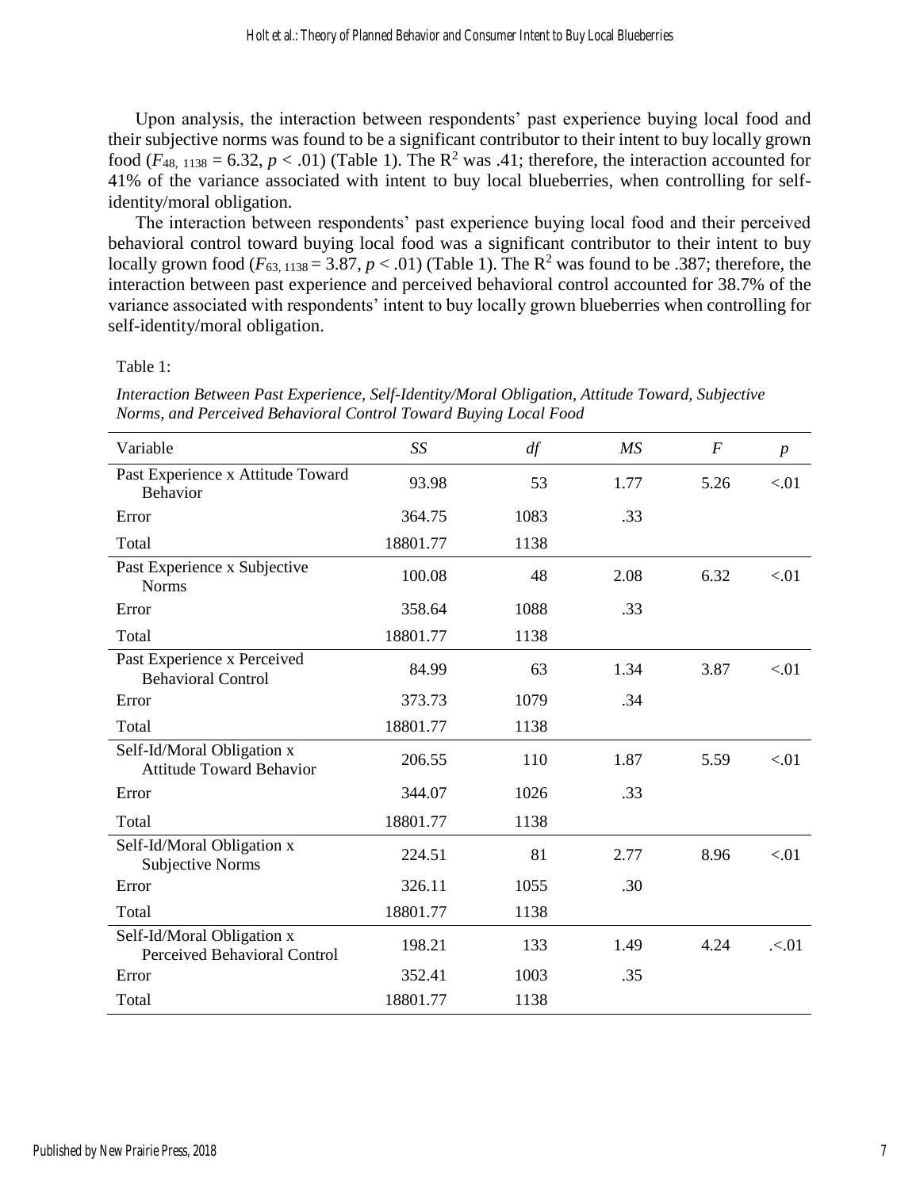Upon analysis, the interaction between respondents' past experience buying local food and their subjective norms was found to be a significant contributor to their intent to buy locally grown food ($F_{48,\ 1138} = 6.32$, $p < .01$) (Table 1). The $R^2$ was .41; therefore, the interaction accounted for 41% of the variance associated with intent to buy local blueberries, when controlling for self-identity/moral obligation.

The interaction between respondents' past experience buying local food and their perceived behavioral control toward buying local food was a significant contributor to their intent to buy locally grown food ($F_{63,\ 1138} = 3.87$, $p < .01$) (Table 1). The $R^2$ was found to be .387; therefore, the interaction between past experience and perceived behavioral control accounted for 38.7% of the variance associated with respondents' intent to buy locally grown blueberries when controlling for self-identity/moral obligation.

Table 1:

*Interaction Between Past Experience, Self-Identity/Moral Obligation, Attitude Toward, Subjective Norms, and Perceived Behavioral Control Toward Buying Local Food*

| Variable | *SS* | *df* | *MS* | *F* | *p* |
|---|---|---|---|---|---|
| Past Experience x Attitude Toward Behavior | 93.98 | 53 | 1.77 | 5.26 | <.01 |
| Error | 364.75 | 1083 | .33 | | |
| Total | 18801.77 | 1138 | | | |
| Past Experience x Subjective Norms | 100.08 | 48 | 2.08 | 6.32 | <.01 |
| Error | 358.64 | 1088 | .33 | | |
| Total | 18801.77 | 1138 | | | |
| Past Experience x Perceived Behavioral Control | 84.99 | 63 | 1.34 | 3.87 | <.01 |
| Error | 373.73 | 1079 | .34 | | |
| Total | 18801.77 | 1138 | | | |
| Self-Id/Moral Obligation x Attitude Toward Behavior | 206.55 | 110 | 1.87 | 5.59 | <.01 |
| Error | 344.07 | 1026 | .33 | | |
| Total | 18801.77 | 1138 | | | |
| Self-Id/Moral Obligation x Subjective Norms | 224.51 | 81 | 2.77 | 8.96 | <.01 |
| Error | 326.11 | 1055 | .30 | | |
| Total | 18801.77 | 1138 | | | |
| Self-Id/Moral Obligation x Perceived Behavioral Control | 198.21 | 133 | 1.49 | 4.24 | .<.01 |
| Error | 352.41 | 1003 | .35 | | |
| Total | 18801.77 | 1138 | | | |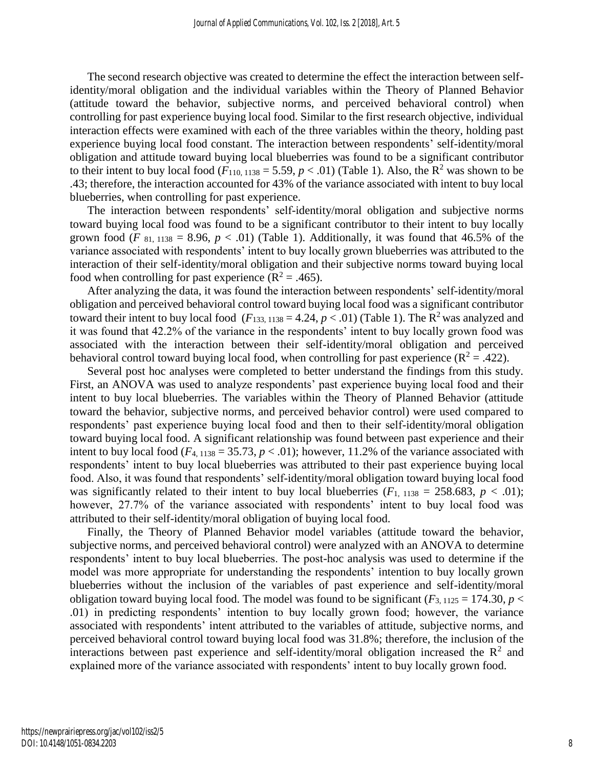The second research objective was created to determine the effect the interaction between self-identity/moral obligation and the individual variables within the Theory of Planned Behavior (attitude toward the behavior, subjective norms, and perceived behavioral control) when controlling for past experience buying local food. Similar to the first research objective, individual interaction effects were examined with each of the three variables within the theory, holding past experience buying local food constant. The interaction between respondents' self-identity/moral obligation and attitude toward buying local blueberries was found to be a significant contributor to their intent to buy local food ($F_{110, 1138} = 5.59$, $p < .01$) (Table 1). Also, the $R^2$ was shown to be .43; therefore, the interaction accounted for 43% of the variance associated with intent to buy local blueberries, when controlling for past experience.

The interaction between respondents' self-identity/moral obligation and subjective norms toward buying local food was found to be a significant contributor to their intent to buy locally grown food ($F_{81, 1138} = 8.96$, $p < .01$) (Table 1). Additionally, it was found that 46.5% of the variance associated with respondents' intent to buy locally grown blueberries was attributed to the interaction of their self-identity/moral obligation and their subjective norms toward buying local food when controlling for past experience ($R^2 = .465$).

After analyzing the data, it was found the interaction between respondents' self-identity/moral obligation and perceived behavioral control toward buying local food was a significant contributor toward their intent to buy local food ($F_{133, 1138} = 4.24$, $p < .01$) (Table 1). The $R^2$ was analyzed and it was found that 42.2% of the variance in the respondents' intent to buy locally grown food was associated with the interaction between their self-identity/moral obligation and perceived behavioral control toward buying local food, when controlling for past experience ($R^2 = .422$).

Several post hoc analyses were completed to better understand the findings from this study. First, an ANOVA was used to analyze respondents' past experience buying local food and their intent to buy local blueberries. The variables within the Theory of Planned Behavior (attitude toward the behavior, subjective norms, and perceived behavior control) were used compared to respondents' past experience buying local food and then to their self-identity/moral obligation toward buying local food. A significant relationship was found between past experience and their intent to buy local food ($F_{4, 1138} = 35.73$, $p < .01$); however, 11.2% of the variance associated with respondents' intent to buy local blueberries was attributed to their past experience buying local food. Also, it was found that respondents' self-identity/moral obligation toward buying local food was significantly related to their intent to buy local blueberries ($F_{1, 1138} = 258.683$, $p < .01$); however, 27.7% of the variance associated with respondents' intent to buy local food was attributed to their self-identity/moral obligation of buying local food.

Finally, the Theory of Planned Behavior model variables (attitude toward the behavior, subjective norms, and perceived behavioral control) were analyzed with an ANOVA to determine respondents' intent to buy local blueberries. The post-hoc analysis was used to determine if the model was more appropriate for understanding the respondents' intention to buy locally grown blueberries without the inclusion of the variables of past experience and self-identity/moral obligation toward buying local food. The model was found to be significant ($F_{3, 1125} = 174.30$, $p < .01$) in predicting respondents' intention to buy locally grown food; however, the variance associated with respondents' intent attributed to the variables of attitude, subjective norms, and perceived behavioral control toward buying local food was 31.8%; therefore, the inclusion of the interactions between past experience and self-identity/moral obligation increased the $R^2$ and explained more of the variance associated with respondents' intent to buy locally grown food.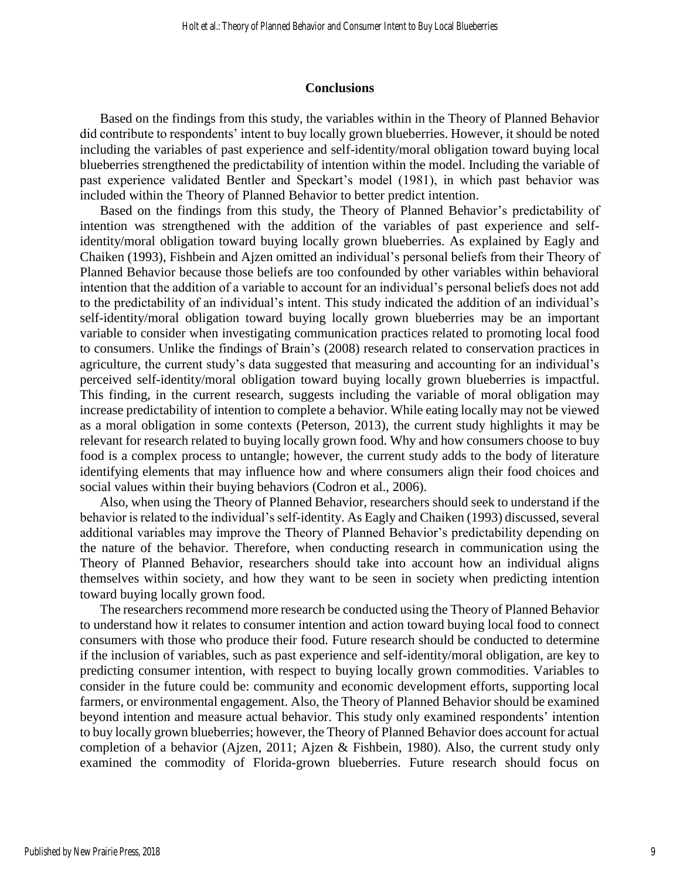## Conclusions

Based on the findings from this study, the variables within in the Theory of Planned Behavior did contribute to respondents' intent to buy locally grown blueberries. However, it should be noted including the variables of past experience and self-identity/moral obligation toward buying local blueberries strengthened the predictability of intention within the model. Including the variable of past experience validated Bentler and Speckart's model (1981), in which past behavior was included within the Theory of Planned Behavior to better predict intention.

Based on the findings from this study, the Theory of Planned Behavior's predictability of intention was strengthened with the addition of the variables of past experience and self-identity/moral obligation toward buying locally grown blueberries. As explained by Eagly and Chaiken (1993), Fishbein and Ajzen omitted an individual's personal beliefs from their Theory of Planned Behavior because those beliefs are too confounded by other variables within behavioral intention that the addition of a variable to account for an individual's personal beliefs does not add to the predictability of an individual's intent. This study indicated the addition of an individual's self-identity/moral obligation toward buying locally grown blueberries may be an important variable to consider when investigating communication practices related to promoting local food to consumers. Unlike the findings of Brain's (2008) research related to conservation practices in agriculture, the current study's data suggested that measuring and accounting for an individual's perceived self-identity/moral obligation toward buying locally grown blueberries is impactful. This finding, in the current research, suggests including the variable of moral obligation may increase predictability of intention to complete a behavior. While eating locally may not be viewed as a moral obligation in some contexts (Peterson, 2013), the current study highlights it may be relevant for research related to buying locally grown food. Why and how consumers choose to buy food is a complex process to untangle; however, the current study adds to the body of literature identifying elements that may influence how and where consumers align their food choices and social values within their buying behaviors (Codron et al., 2006).

Also, when using the Theory of Planned Behavior, researchers should seek to understand if the behavior is related to the individual's self-identity. As Eagly and Chaiken (1993) discussed, several additional variables may improve the Theory of Planned Behavior's predictability depending on the nature of the behavior. Therefore, when conducting research in communication using the Theory of Planned Behavior, researchers should take into account how an individual aligns themselves within society, and how they want to be seen in society when predicting intention toward buying locally grown food.

The researchers recommend more research be conducted using the Theory of Planned Behavior to understand how it relates to consumer intention and action toward buying local food to connect consumers with those who produce their food. Future research should be conducted to determine if the inclusion of variables, such as past experience and self-identity/moral obligation, are key to predicting consumer intention, with respect to buying locally grown commodities. Variables to consider in the future could be: community and economic development efforts, supporting local farmers, or environmental engagement. Also, the Theory of Planned Behavior should be examined beyond intention and measure actual behavior. This study only examined respondents' intention to buy locally grown blueberries; however, the Theory of Planned Behavior does account for actual completion of a behavior (Ajzen, 2011; Ajzen & Fishbein, 1980). Also, the current study only examined the commodity of Florida-grown blueberries. Future research should focus on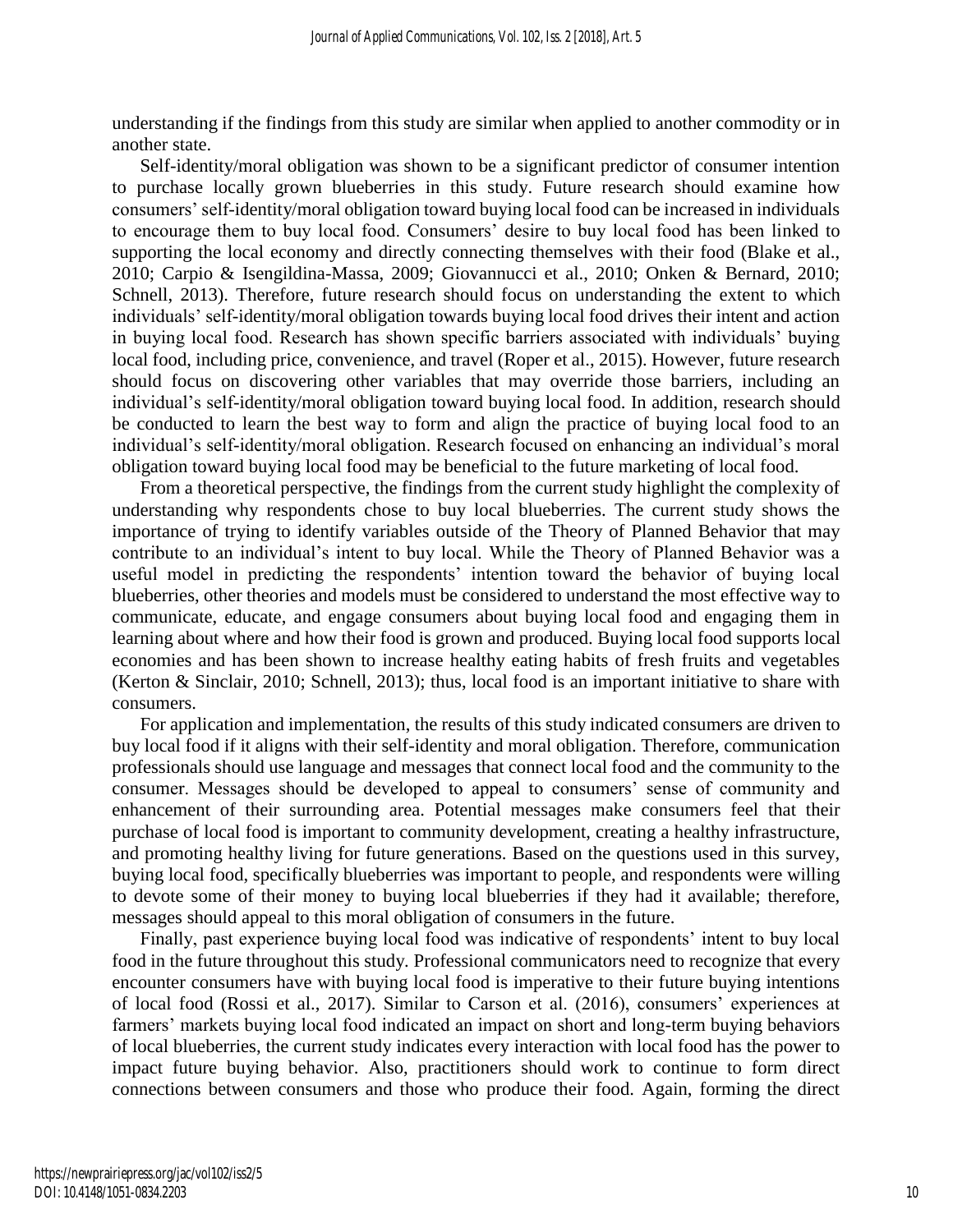understanding if the findings from this study are similar when applied to another commodity or in another state.

Self-identity/moral obligation was shown to be a significant predictor of consumer intention to purchase locally grown blueberries in this study. Future research should examine how consumers' self-identity/moral obligation toward buying local food can be increased in individuals to encourage them to buy local food. Consumers' desire to buy local food has been linked to supporting the local economy and directly connecting themselves with their food (Blake et al., 2010; Carpio & Isengildina-Massa, 2009; Giovannucci et al., 2010; Onken & Bernard, 2010; Schnell, 2013). Therefore, future research should focus on understanding the extent to which individuals' self-identity/moral obligation towards buying local food drives their intent and action in buying local food. Research has shown specific barriers associated with individuals' buying local food, including price, convenience, and travel (Roper et al., 2015). However, future research should focus on discovering other variables that may override those barriers, including an individual's self-identity/moral obligation toward buying local food. In addition, research should be conducted to learn the best way to form and align the practice of buying local food to an individual's self-identity/moral obligation. Research focused on enhancing an individual's moral obligation toward buying local food may be beneficial to the future marketing of local food.

From a theoretical perspective, the findings from the current study highlight the complexity of understanding why respondents chose to buy local blueberries. The current study shows the importance of trying to identify variables outside of the Theory of Planned Behavior that may contribute to an individual's intent to buy local. While the Theory of Planned Behavior was a useful model in predicting the respondents' intention toward the behavior of buying local blueberries, other theories and models must be considered to understand the most effective way to communicate, educate, and engage consumers about buying local food and engaging them in learning about where and how their food is grown and produced. Buying local food supports local economies and has been shown to increase healthy eating habits of fresh fruits and vegetables (Kerton & Sinclair, 2010; Schnell, 2013); thus, local food is an important initiative to share with consumers.

For application and implementation, the results of this study indicated consumers are driven to buy local food if it aligns with their self-identity and moral obligation. Therefore, communication professionals should use language and messages that connect local food and the community to the consumer. Messages should be developed to appeal to consumers' sense of community and enhancement of their surrounding area. Potential messages make consumers feel that their purchase of local food is important to community development, creating a healthy infrastructure, and promoting healthy living for future generations. Based on the questions used in this survey, buying local food, specifically blueberries was important to people, and respondents were willing to devote some of their money to buying local blueberries if they had it available; therefore, messages should appeal to this moral obligation of consumers in the future.

Finally, past experience buying local food was indicative of respondents' intent to buy local food in the future throughout this study. Professional communicators need to recognize that every encounter consumers have with buying local food is imperative to their future buying intentions of local food (Rossi et al., 2017). Similar to Carson et al. (2016), consumers' experiences at farmers' markets buying local food indicated an impact on short and long-term buying behaviors of local blueberries, the current study indicates every interaction with local food has the power to impact future buying behavior. Also, practitioners should work to continue to form direct connections between consumers and those who produce their food. Again, forming the direct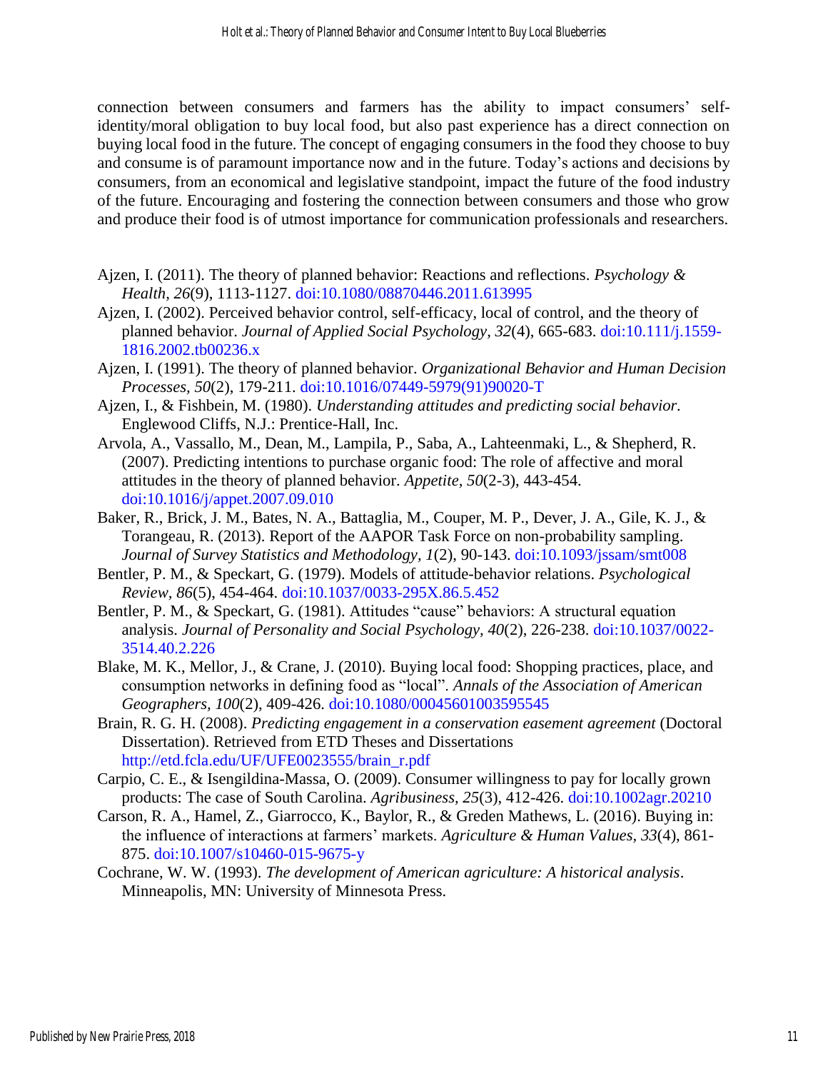connection between consumers and farmers has the ability to impact consumers' self-identity/moral obligation to buy local food, but also past experience has a direct connection on buying local food in the future. The concept of engaging consumers in the food they choose to buy and consume is of paramount importance now and in the future. Today's actions and decisions by consumers, from an economical and legislative standpoint, impact the future of the food industry of the future. Encouraging and fostering the connection between consumers and those who grow and produce their food is of utmost importance for communication professionals and researchers.

Ajzen, I. (2011). The theory of planned behavior: Reactions and reflections. *Psychology & Health, 26*(9), 1113-1127. doi:10.1080/08870446.2011.613995

Ajzen, I. (2002). Perceived behavior control, self-efficacy, local of control, and the theory of planned behavior. *Journal of Applied Social Psychology, 32*(4), 665-683. doi:10.111/j.1559-1816.2002.tb00236.x

Ajzen, I. (1991). The theory of planned behavior. *Organizational Behavior and Human Decision Processes, 50*(2), 179-211. doi:10.1016/07449-5979(91)90020-T

Ajzen, I., & Fishbein, M. (1980). *Understanding attitudes and predicting social behavior.* Englewood Cliffs, N.J.: Prentice-Hall, Inc.

Arvola, A., Vassallo, M., Dean, M., Lampila, P., Saba, A., Lahteenmaki, L., & Shepherd, R. (2007). Predicting intentions to purchase organic food: The role of affective and moral attitudes in the theory of planned behavior. *Appetite, 50*(2-3), 443-454. doi:10.1016/j/appet.2007.09.010

Baker, R., Brick, J. M., Bates, N. A., Battaglia, M., Couper, M. P., Dever, J. A., Gile, K. J., & Torangeau, R. (2013). Report of the AAPOR Task Force on non-probability sampling. *Journal of Survey Statistics and Methodology, 1*(2), 90-143. doi:10.1093/jssam/smt008

Bentler, P. M., & Speckart, G. (1979). Models of attitude-behavior relations. *Psychological Review, 86*(5), 454-464. doi:10.1037/0033-295X.86.5.452

Bentler, P. M., & Speckart, G. (1981). Attitudes "cause" behaviors: A structural equation analysis. *Journal of Personality and Social Psychology, 40*(2), 226-238. doi:10.1037/0022-3514.40.2.226

Blake, M. K., Mellor, J., & Crane, J. (2010). Buying local food: Shopping practices, place, and consumption networks in defining food as "local". *Annals of the Association of American Geographers, 100*(2), 409-426. doi:10.1080/00045601003595545

Brain, R. G. H. (2008). *Predicting engagement in a conservation easement agreement* (Doctoral Dissertation). Retrieved from ETD Theses and Dissertations http://etd.fcla.edu/UF/UFE0023555/brain_r.pdf

Carpio, C. E., & Isengildina-Massa, O. (2009). Consumer willingness to pay for locally grown products: The case of South Carolina. *Agribusiness, 25*(3), 412-426. doi:10.1002agr.20210

Carson, R. A., Hamel, Z., Giarrocco, K., Baylor, R., & Greden Mathews, L. (2016). Buying in: the influence of interactions at farmers' markets. *Agriculture & Human Values, 33*(4), 861-875. doi:10.1007/s10460-015-9675-y

Cochrane, W. W. (1993). *The development of American agriculture: A historical analysis*. Minneapolis, MN: University of Minnesota Press.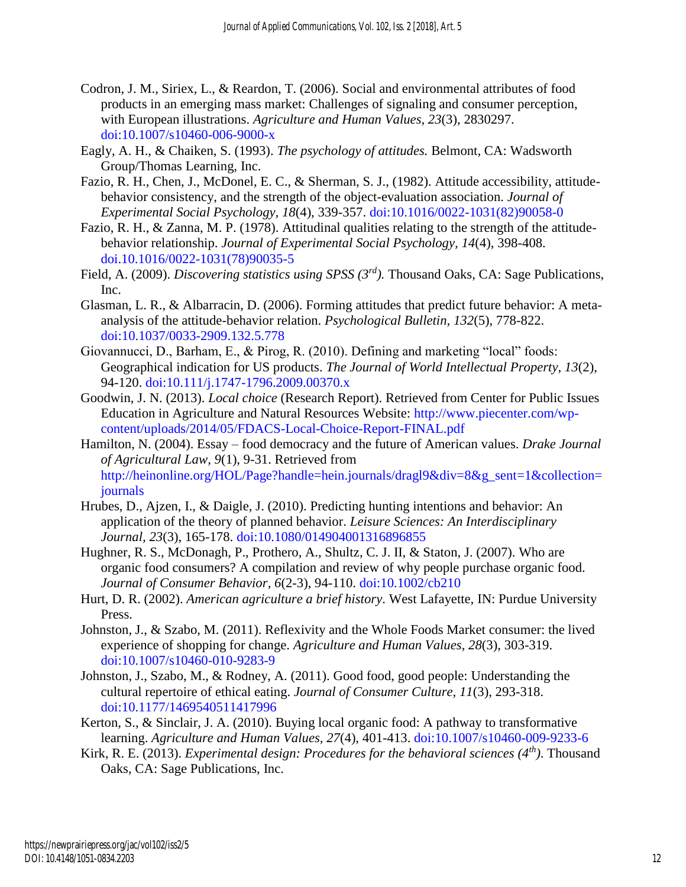Codron, J. M., Siriex, L., & Reardon, T. (2006). Social and environmental attributes of food products in an emerging mass market: Challenges of signaling and consumer perception, with European illustrations. *Agriculture and Human Values, 23*(3), 2830297. doi:10.1007/s10460-006-9000-x

Eagly, A. H., & Chaiken, S. (1993). *The psychology of attitudes.* Belmont, CA: Wadsworth Group/Thomas Learning, Inc.

Fazio, R. H., Chen, J., McDonel, E. C., & Sherman, S. J., (1982). Attitude accessibility, attitude-behavior consistency, and the strength of the object-evaluation association. *Journal of Experimental Social Psychology, 18*(4), 339-357. doi:10.1016/0022-1031(82)90058-0

Fazio, R. H., & Zanna, M. P. (1978). Attitudinal qualities relating to the strength of the attitude-behavior relationship. *Journal of Experimental Social Psychology, 14*(4), 398-408. doi.10.1016/0022-1031(78)90035-5

Field, A. (2009). *Discovering statistics using SPSS (3rd).* Thousand Oaks, CA: Sage Publications, Inc.

Glasman, L. R., & Albarracin, D. (2006). Forming attitudes that predict future behavior: A meta-analysis of the attitude-behavior relation. *Psychological Bulletin, 132*(5), 778-822. doi:10.1037/0033-2909.132.5.778

Giovannucci, D., Barham, E., & Pirog, R. (2010). Defining and marketing "local" foods: Geographical indication for US products. *The Journal of World Intellectual Property, 13*(2), 94-120. doi:10.111/j.1747-1796.2009.00370.x

Goodwin, J. N. (2013). *Local choice* (Research Report). Retrieved from Center for Public Issues Education in Agriculture and Natural Resources Website: http://www.piecenter.com/wp-content/uploads/2014/05/FDACS-Local-Choice-Report-FINAL.pdf

Hamilton, N. (2004). Essay – food democracy and the future of American values. *Drake Journal of Agricultural Law, 9*(1), 9-31. Retrieved from http://heinonline.org/HOL/Page?handle=hein.journals/dragl9&div=8&g_sent=1&collection=journals

Hrubes, D., Ajzen, I., & Daigle, J. (2010). Predicting hunting intentions and behavior: An application of the theory of planned behavior. *Leisure Sciences: An Interdisciplinary Journal, 23*(3), 165-178. doi:10.1080/014904001316896855

Hughner, R. S., McDonagh, P., Prothero, A., Shultz, C. J. II, & Staton, J. (2007). Who are organic food consumers? A compilation and review of why people purchase organic food. *Journal of Consumer Behavior, 6*(2-3), 94-110. doi:10.1002/cb210

Hurt, D. R. (2002). *American agriculture a brief history*. West Lafayette, IN: Purdue University Press.

Johnston, J., & Szabo, M. (2011). Reflexivity and the Whole Foods Market consumer: the lived experience of shopping for change. *Agriculture and Human Values, 28*(3), 303-319. doi:10.1007/s10460-010-9283-9

Johnston, J., Szabo, M., & Rodney, A. (2011). Good food, good people: Understanding the cultural repertoire of ethical eating. *Journal of Consumer Culture, 11*(3), 293-318. doi:10.1177/1469540511417996

Kerton, S., & Sinclair, J. A. (2010). Buying local organic food: A pathway to transformative learning. *Agriculture and Human Values, 27*(4), 401-413. doi:10.1007/s10460-009-9233-6

Kirk, R. E. (2013). *Experimental design: Procedures for the behavioral sciences (4th).* Thousand Oaks, CA: Sage Publications, Inc.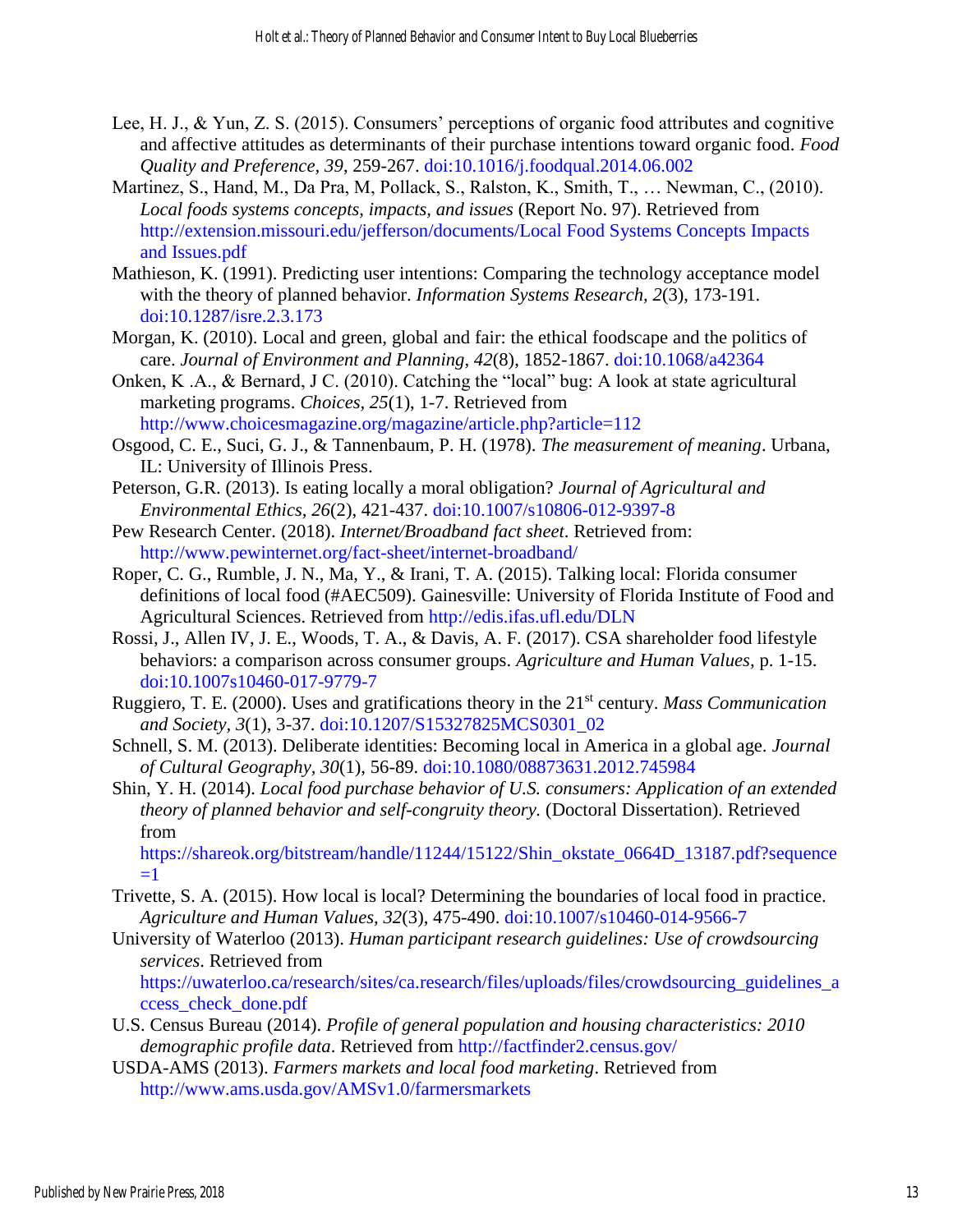Lee, H. J., & Yun, Z. S. (2015). Consumers' perceptions of organic food attributes and cognitive and affective attitudes as determinants of their purchase intentions toward organic food. *Food Quality and Preference, 39*, 259-267. doi:10.1016/j.foodqual.2014.06.002

Martinez, S., Hand, M., Da Pra, M, Pollack, S., Ralston, K., Smith, T., … Newman, C., (2010). *Local foods systems concepts, impacts, and issues* (Report No. 97). Retrieved from http://extension.missouri.edu/jefferson/documents/Local Food Systems Concepts Impacts and Issues.pdf

Mathieson, K. (1991). Predicting user intentions: Comparing the technology acceptance model with the theory of planned behavior. *Information Systems Research*, *2*(3), 173-191. doi:10.1287/isre.2.3.173

Morgan, K. (2010). Local and green, global and fair: the ethical foodscape and the politics of care. *Journal of Environment and Planning, 42*(8), 1852-1867. doi:10.1068/a42364

Onken, K .A., & Bernard, J C. (2010). Catching the "local" bug: A look at state agricultural marketing programs. *Choices, 25*(1), 1-7. Retrieved from http://www.choicesmagazine.org/magazine/article.php?article=112

Osgood, C. E., Suci, G. J., & Tannenbaum, P. H. (1978). *The measurement of meaning*. Urbana, IL: University of Illinois Press.

Peterson, G.R. (2013). Is eating locally a moral obligation? *Journal of Agricultural and Environmental Ethics, 26*(2), 421-437. doi:10.1007/s10806-012-9397-8

Pew Research Center. (2018). *Internet/Broadband fact sheet*. Retrieved from: http://www.pewinternet.org/fact-sheet/internet-broadband/

Roper, C. G., Rumble, J. N., Ma, Y., & Irani, T. A. (2015). Talking local: Florida consumer definitions of local food (#AEC509). Gainesville: University of Florida Institute of Food and Agricultural Sciences. Retrieved from http://edis.ifas.ufl.edu/DLN

Rossi, J., Allen IV, J. E., Woods, T. A., & Davis, A. F. (2017). CSA shareholder food lifestyle behaviors: a comparison across consumer groups. *Agriculture and Human Values*, p. 1-15. doi:10.1007s10460-017-9779-7

Ruggiero, T. E. (2000). Uses and gratifications theory in the 21st century. *Mass Communication and Society, 3*(1), 3-37. doi:10.1207/S15327825MCS0301_02

Schnell, S. M. (2013). Deliberate identities: Becoming local in America in a global age. *Journal of Cultural Geography, 30*(1), 56-89. doi:10.1080/08873631.2012.745984

Shin, Y. H. (2014). *Local food purchase behavior of U.S. consumers: Application of an extended theory of planned behavior and self-congruity theory.* (Doctoral Dissertation). Retrieved from https://shareok.org/bitstream/handle/11244/15122/Shin_okstate_0664D_13187.pdf?sequence=1

Trivette, S. A. (2015). How local is local? Determining the boundaries of local food in practice. *Agriculture and Human Values, 32*(3), 475-490. doi:10.1007/s10460-014-9566-7

University of Waterloo (2013). *Human participant research guidelines: Use of crowdsourcing services*. Retrieved from https://uwaterloo.ca/research/sites/ca.research/files/uploads/files/crowdsourcing_guidelines_access_check_done.pdf

U.S. Census Bureau (2014). *Profile of general population and housing characteristics: 2010 demographic profile data*. Retrieved from http://factfinder2.census.gov/

USDA-AMS (2013). *Farmers markets and local food marketing*. Retrieved from http://www.ams.usda.gov/AMSv1.0/farmersmarkets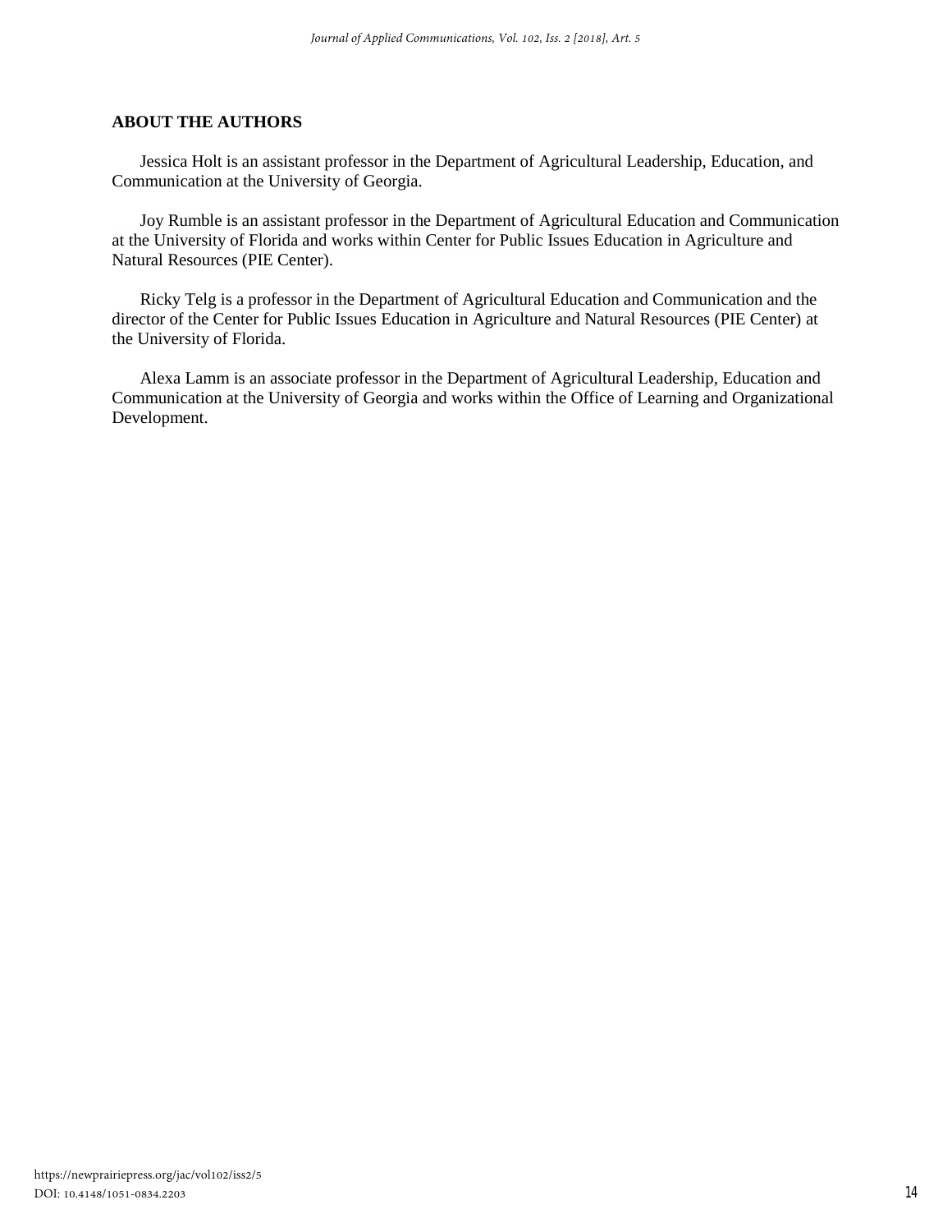## ABOUT THE AUTHORS

Jessica Holt is an assistant professor in the Department of Agricultural Leadership, Education, and Communication at the University of Georgia.

Joy Rumble is an assistant professor in the Department of Agricultural Education and Communication at the University of Florida and works within Center for Public Issues Education in Agriculture and Natural Resources (PIE Center).

Ricky Telg is a professor in the Department of Agricultural Education and Communication and the director of the Center for Public Issues Education in Agriculture and Natural Resources (PIE Center) at the University of Florida.

Alexa Lamm is an associate professor in the Department of Agricultural Leadership, Education and Communication at the University of Georgia and works within the Office of Learning and Organizational Development.